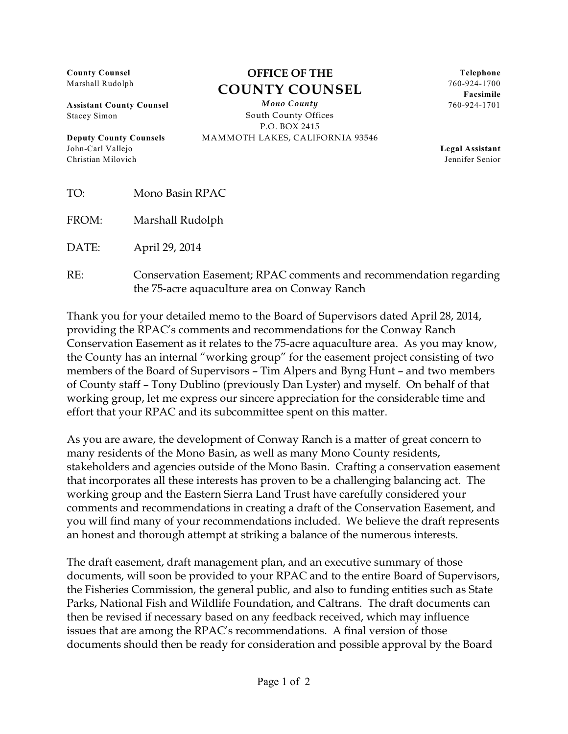**County Counsel**
Marshall Rudolph

**Assistant County Counsel**
Stacey Simon

**Deputy County Counsels**
John-Carl Vallejo
Christian Milovich

**OFFICE OF THE**
**COUNTY COUNSEL**
***Mono County***
South County Offices
P.O. BOX 2415
MAMMOTH LAKES, CALIFORNIA 93546

**Telephone**
760-924-1700
**Facsimile**
760-924-1701

**Legal Assistant**
Jennifer Senior

TO: Mono Basin RPAC

FROM: Marshall Rudolph

DATE: April 29, 2014

RE: Conservation Easement; RPAC comments and recommendation regarding the 75-acre aquaculture area on Conway Ranch

Thank you for your detailed memo to the Board of Supervisors dated April 28, 2014, providing the RPAC's comments and recommendations for the Conway Ranch Conservation Easement as it relates to the 75-acre aquaculture area. As you may know, the County has an internal "working group" for the easement project consisting of two members of the Board of Supervisors – Tim Alpers and Byng Hunt – and two members of County staff – Tony Dublino (previously Dan Lyster) and myself. On behalf of that working group, let me express our sincere appreciation for the considerable time and effort that your RPAC and its subcommittee spent on this matter.

As you are aware, the development of Conway Ranch is a matter of great concern to many residents of the Mono Basin, as well as many Mono County residents, stakeholders and agencies outside of the Mono Basin. Crafting a conservation easement that incorporates all these interests has proven to be a challenging balancing act. The working group and the Eastern Sierra Land Trust have carefully considered your comments and recommendations in creating a draft of the Conservation Easement, and you will find many of your recommendations included. We believe the draft represents an honest and thorough attempt at striking a balance of the numerous interests.

The draft easement, draft management plan, and an executive summary of those documents, will soon be provided to your RPAC and to the entire Board of Supervisors, the Fisheries Commission, the general public, and also to funding entities such as State Parks, National Fish and Wildlife Foundation, and Caltrans. The draft documents can then be revised if necessary based on any feedback received, which may influence issues that are among the RPAC's recommendations. A final version of those documents should then be ready for consideration and possible approval by the Board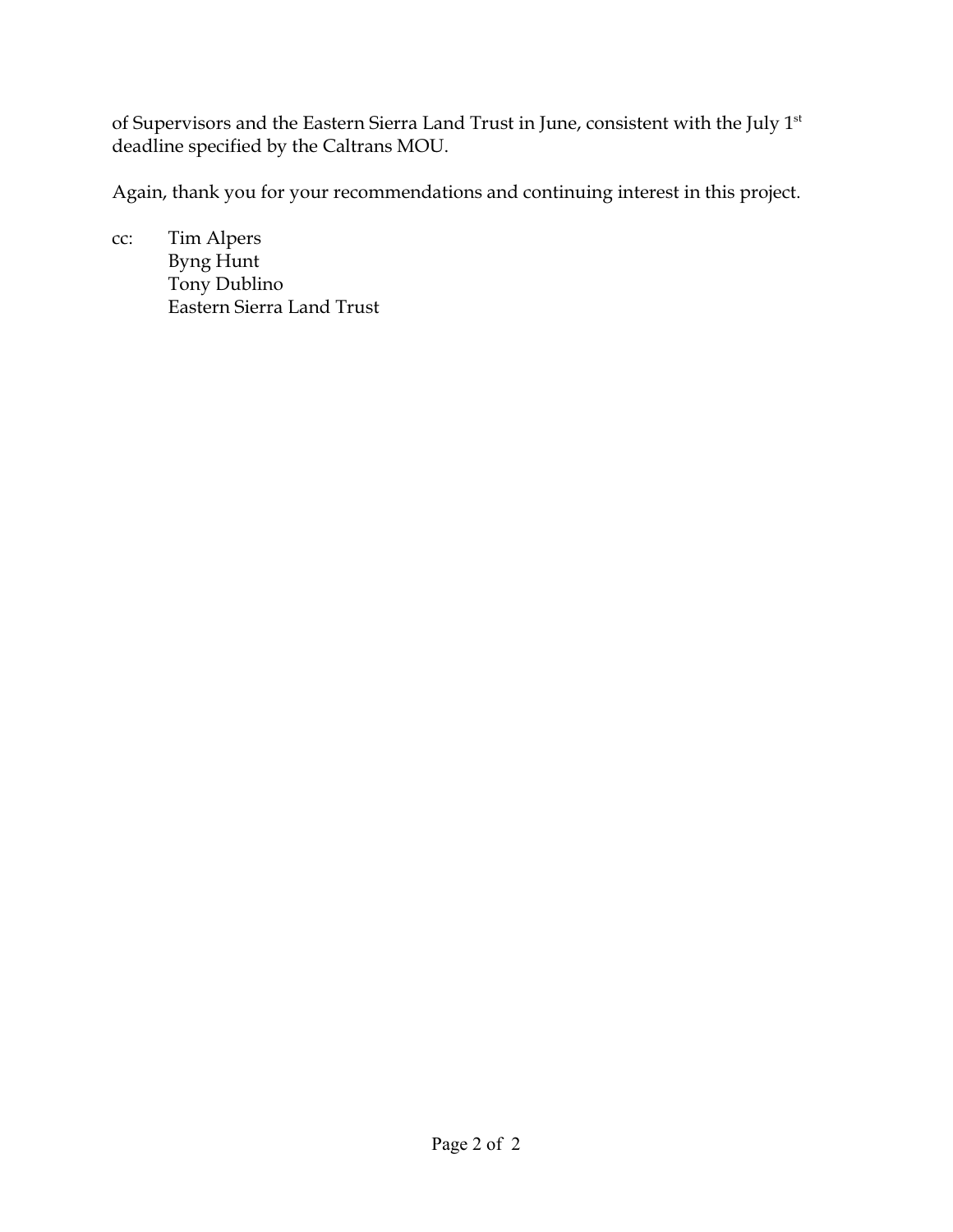of Supervisors and the Eastern Sierra Land Trust in June, consistent with the July 1st deadline specified by the Caltrans MOU.

Again, thank you for your recommendations and continuing interest in this project.

cc: Tim Alpers
Byng Hunt
Tony Dublino
Eastern Sierra Land Trust